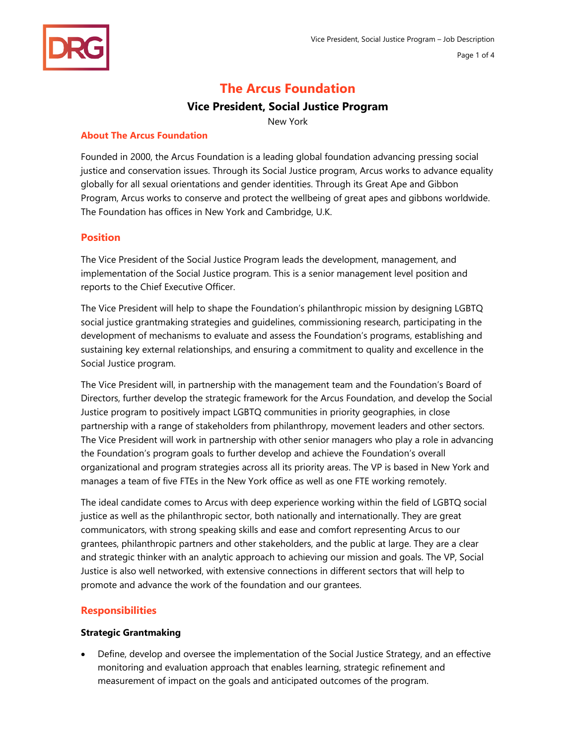# The Arcus Foundation

## Vice President, Social Justice Program

New York

### About The Arcus Foundation

Founded in 2000, the Arcus Foundation is a leading global foundation advancing pressing social justice and conservation issues. Through its Social Justice program, Arcus works to advance equality globally for all sexual orientations and gender identities. Through its Great Ape and Gibbon Program, Arcus works to conserve and protect the wellbeing of great apes and gibbons worldwide. The Foundation has offices in New York and Cambridge, U.K.

### Position

The Vice President of the Social Justice Program leads the development, management, and implementation of the Social Justice program. This is a senior management level position and reports to the Chief Executive Officer.

The Vice President will help to shape the Foundation's philanthropic mission by designing LGBTQ social justice grantmaking strategies and guidelines, commissioning research, participating in the development of mechanisms to evaluate and assess the Foundation's programs, establishing and sustaining key external relationships, and ensuring a commitment to quality and excellence in the Social Justice program.

The Vice President will, in partnership with the management team and the Foundation's Board of Directors, further develop the strategic framework for the Arcus Foundation, and develop the Social Justice program to positively impact LGBTQ communities in priority geographies, in close partnership with a range of stakeholders from philanthropy, movement leaders and other sectors. The Vice President will work in partnership with other senior managers who play a role in advancing the Foundation's program goals to further develop and achieve the Foundation's overall organizational and program strategies across all its priority areas. The VP is based in New York and manages a team of five FTEs in the New York office as well as one FTE working remotely.

The ideal candidate comes to Arcus with deep experience working within the field of LGBTQ social justice as well as the philanthropic sector, both nationally and internationally. They are great communicators, with strong speaking skills and ease and comfort representing Arcus to our grantees, philanthropic partners and other stakeholders, and the public at large. They are a clear and strategic thinker with an analytic approach to achieving our mission and goals. The VP, Social Justice is also well networked, with extensive connections in different sectors that will help to promote and advance the work of the foundation and our grantees.

### Responsibilities

**Strategic Grantmaking**

- Define, develop and oversee the implementation of the Social Justice Strategy, and an effective monitoring and evaluation approach that enables learning, strategic refinement and measurement of impact on the goals and anticipated outcomes of the program.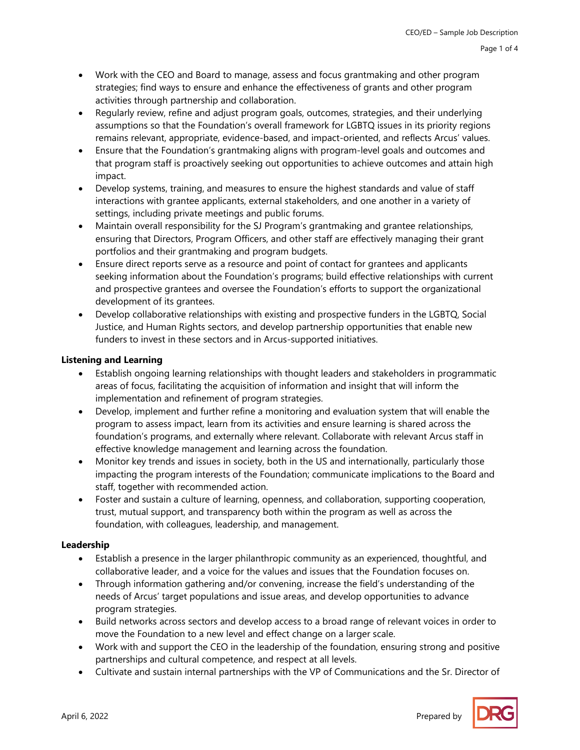- Work with the CEO and Board to manage, assess and focus grantmaking and other program strategies; find ways to ensure and enhance the effectiveness of grants and other program activities through partnership and collaboration.
- Regularly review, refine and adjust program goals, outcomes, strategies, and their underlying assumptions so that the Foundation's overall framework for LGBTQ issues in its priority regions remains relevant, appropriate, evidence-based, and impact-oriented, and reflects Arcus' values.
- Ensure that the Foundation's grantmaking aligns with program-level goals and outcomes and that program staff is proactively seeking out opportunities to achieve outcomes and attain high impact.
- Develop systems, training, and measures to ensure the highest standards and value of staff interactions with grantee applicants, external stakeholders, and one another in a variety of settings, including private meetings and public forums.
- Maintain overall responsibility for the SJ Program's grantmaking and grantee relationships, ensuring that Directors, Program Officers, and other staff are effectively managing their grant portfolios and their grantmaking and program budgets.
- Ensure direct reports serve as a resource and point of contact for grantees and applicants seeking information about the Foundation's programs; build effective relationships with current and prospective grantees and oversee the Foundation's efforts to support the organizational development of its grantees.
- Develop collaborative relationships with existing and prospective funders in the LGBTQ, Social Justice, and Human Rights sectors, and develop partnership opportunities that enable new funders to invest in these sectors and in Arcus-supported initiatives.

**Listening and Learning**

- Establish ongoing learning relationships with thought leaders and stakeholders in programmatic areas of focus, facilitating the acquisition of information and insight that will inform the implementation and refinement of program strategies.
- Develop, implement and further refine a monitoring and evaluation system that will enable the program to assess impact, learn from its activities and ensure learning is shared across the foundation's programs, and externally where relevant. Collaborate with relevant Arcus staff in effective knowledge management and learning across the foundation.
- Monitor key trends and issues in society, both in the US and internationally, particularly those impacting the program interests of the Foundation; communicate implications to the Board and staff, together with recommended action.
- Foster and sustain a culture of learning, openness, and collaboration, supporting cooperation, trust, mutual support, and transparency both within the program as well as across the foundation, with colleagues, leadership, and management.

**Leadership**

- Establish a presence in the larger philanthropic community as an experienced, thoughtful, and collaborative leader, and a voice for the values and issues that the Foundation focuses on.
- Through information gathering and/or convening, increase the field's understanding of the needs of Arcus' target populations and issue areas, and develop opportunities to advance program strategies.
- Build networks across sectors and develop access to a broad range of relevant voices in order to move the Foundation to a new level and effect change on a larger scale.
- Work with and support the CEO in the leadership of the foundation, ensuring strong and positive partnerships and cultural competence, and respect at all levels.
- Cultivate and sustain internal partnerships with the VP of Communications and the Sr. Director of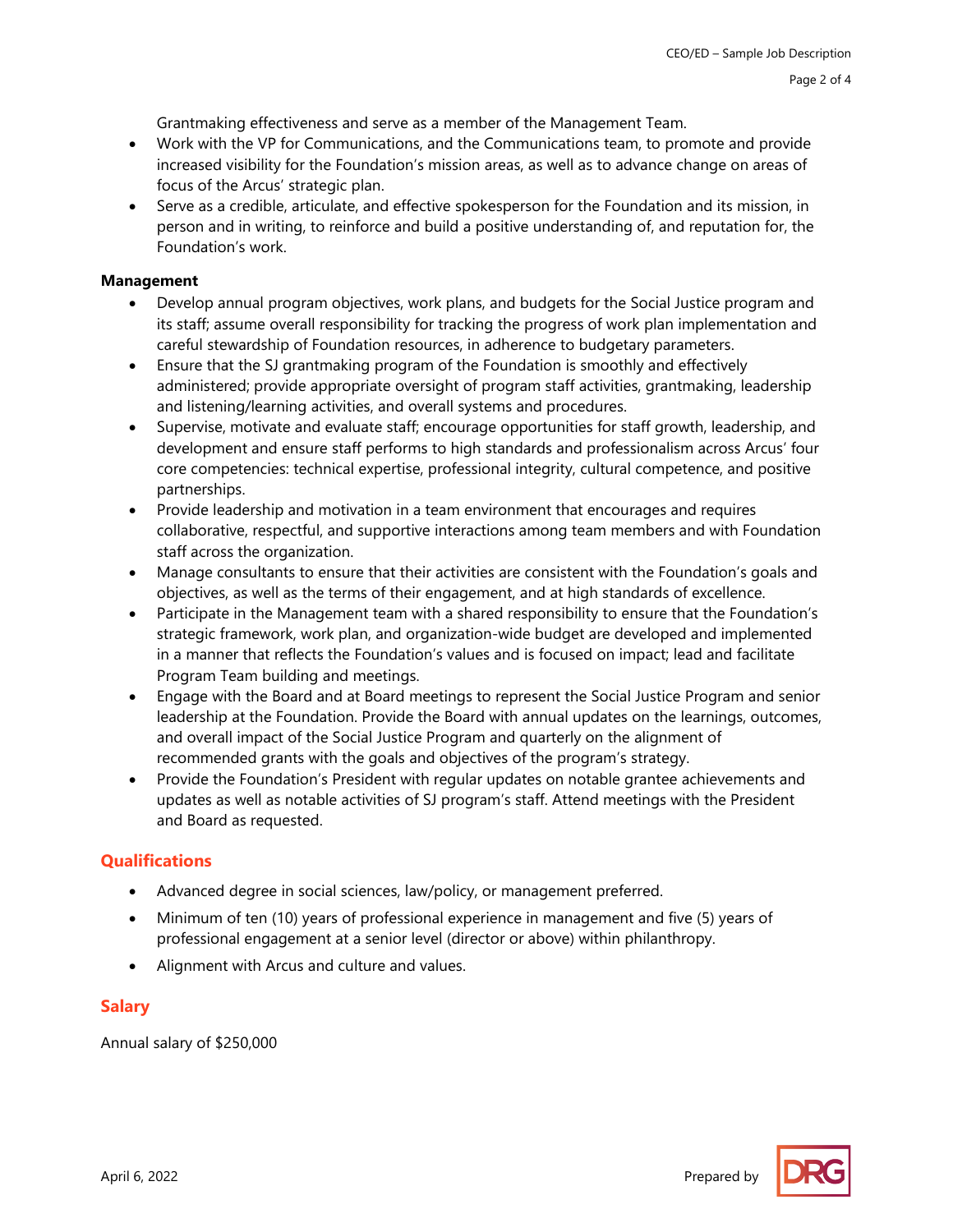Grantmaking effectiveness and serve as a member of the Management Team.

- Work with the VP for Communications, and the Communications team, to promote and provide increased visibility for the Foundation's mission areas, as well as to advance change on areas of focus of the Arcus' strategic plan.
- Serve as a credible, articulate, and effective spokesperson for the Foundation and its mission, in person and in writing, to reinforce and build a positive understanding of, and reputation for, the Foundation's work.

**Management**

- Develop annual program objectives, work plans, and budgets for the Social Justice program and its staff; assume overall responsibility for tracking the progress of work plan implementation and careful stewardship of Foundation resources, in adherence to budgetary parameters.
- Ensure that the SJ grantmaking program of the Foundation is smoothly and effectively administered; provide appropriate oversight of program staff activities, grantmaking, leadership and listening/learning activities, and overall systems and procedures.
- Supervise, motivate and evaluate staff; encourage opportunities for staff growth, leadership, and development and ensure staff performs to high standards and professionalism across Arcus' four core competencies: technical expertise, professional integrity, cultural competence, and positive partnerships.
- Provide leadership and motivation in a team environment that encourages and requires collaborative, respectful, and supportive interactions among team members and with Foundation staff across the organization.
- Manage consultants to ensure that their activities are consistent with the Foundation's goals and objectives, as well as the terms of their engagement, and at high standards of excellence.
- Participate in the Management team with a shared responsibility to ensure that the Foundation's strategic framework, work plan, and organization-wide budget are developed and implemented in a manner that reflects the Foundation's values and is focused on impact; lead and facilitate Program Team building and meetings.
- Engage with the Board and at Board meetings to represent the Social Justice Program and senior leadership at the Foundation. Provide the Board with annual updates on the learnings, outcomes, and overall impact of the Social Justice Program and quarterly on the alignment of recommended grants with the goals and objectives of the program's strategy.
- Provide the Foundation's President with regular updates on notable grantee achievements and updates as well as notable activities of SJ program's staff. Attend meetings with the President and Board as requested.

## Qualifications

- Advanced degree in social sciences, law/policy, or management preferred.
- Minimum of ten (10) years of professional experience in management and five (5) years of professional engagement at a senior level (director or above) within philanthropy.
- Alignment with Arcus and culture and values.

## Salary

Annual salary of $250,000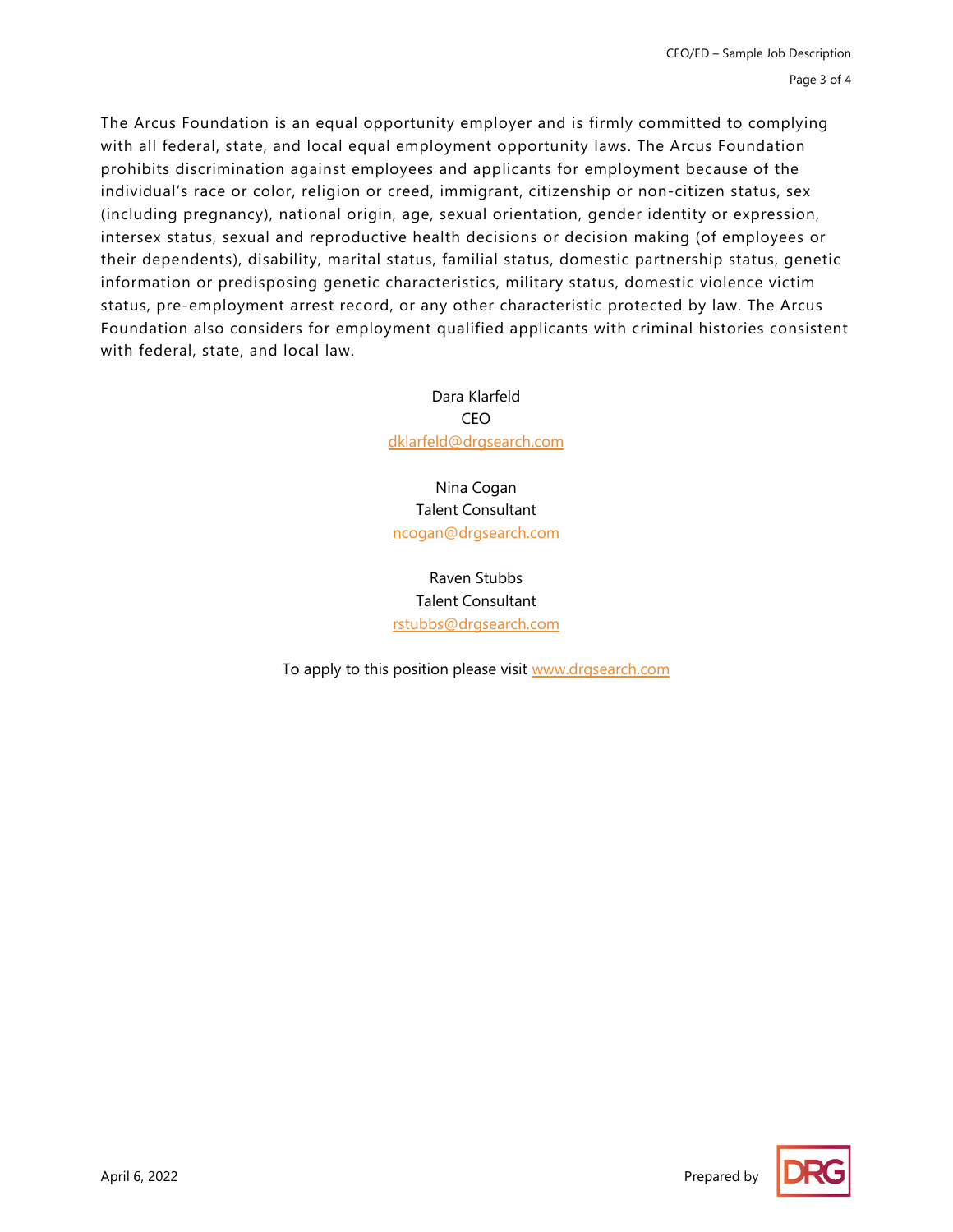The Arcus Foundation is an equal opportunity employer and is firmly committed to complying with all federal, state, and local equal employment opportunity laws. The Arcus Foundation prohibits discrimination against employees and applicants for employment because of the individual's race or color, religion or creed, immigrant, citizenship or non-citizen status, sex (including pregnancy), national origin, age, sexual orientation, gender identity or expression, intersex status, sexual and reproductive health decisions or decision making (of employees or their dependents), disability, marital status, familial status, domestic partnership status, genetic information or predisposing genetic characteristics, military status, domestic violence victim status, pre-employment arrest record, or any other characteristic protected by law. The Arcus Foundation also considers for employment qualified applicants with criminal histories consistent with federal, state, and local law.

Dara Klarfeld
CEO
dklarfeld@drgsearch.com

Nina Cogan
Talent Consultant
ncogan@drgsearch.com

Raven Stubbs
Talent Consultant
rstubbs@drgsearch.com

To apply to this position please visit www.drgsearch.com